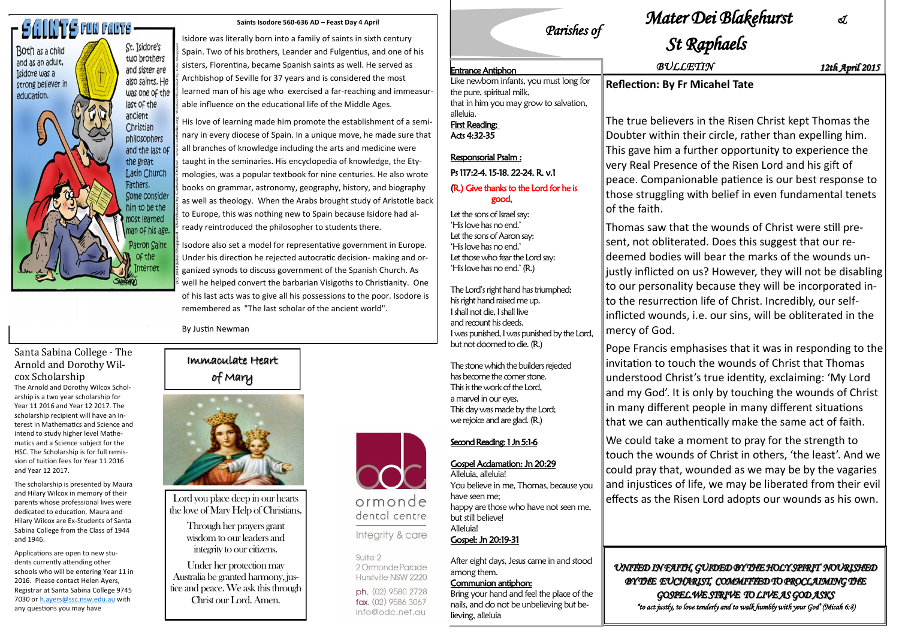# Mater Dei Blakehurst & St Raphaels

Parishes of

*BULLETIN* *12th April 2015*

## Reflection: By Fr Micahel Tate

The true believers in the Risen Christ kept Thomas the Doubter within their circle, rather than expelling him. This gave him a further opportunity to experience the very Real Presence of the Risen Lord and his gift of peace. Companionable patience is our best response to those struggling with belief in even fundamental tenets of the faith.

Thomas saw that the wounds of Christ were still present, not obliterated. Does this suggest that our redeemed bodies will bear the marks of the wounds unjustly inflicted on us? However, they will not be disabling to our personality because they will be incorporated into the resurrection life of Christ. Incredibly, our self-inflicted wounds, i.e. our sins, will be obliterated in the mercy of God.

Pope Francis emphasises that it was in responding to the invitation to touch the wounds of Christ that Thomas understood Christ's true identity, exclaiming: 'My Lord and my God'. It is only by touching the wounds of Christ in many different people in many different situations that we can authentically make the same act of faith.

We could take a moment to pray for the strength to touch the wounds of Christ in others, 'the least'. And we could pray that, wounded as we may be by the vagaries and injustices of life, we may be liberated from their evil effects as the Risen Lord adopts our wounds as his own.

*UNITED IN FAITH, GUIDED BY THE HOLY SPIRIT NOURISHED BY THE EUCHARIST, COMMITTED TO PROCLAIMING THE GOSPEL WE STRIVE TO LIVE AS GOD ASKS*

*"to act justly, to love tenderly and to walk humbly with your God" (Micah 6:8)*

---

**Entrance Antiphon**

Like newborn infants, you must long for the pure, spiritual milk,
that in him you may grow to salvation, alleluia.

**First Reading:**
Acts 4:32-35

**Responsorial Psalm :**
Ps 117:2-4. 15-18. 22-24. R. v.1

(R.) Give thanks to the Lord for he is good.

Let the sons of Israel say:
'His love has no end.'
Let the sons of Aaron say:
'His love has no end.'
Let those who fear the Lord say:
'His love has no end.' (R.)

The Lord's right hand has triumphed;
his right hand raised me up.
I shall not die, I shall live
and recount his deeds.
I was punished, I was punished by the Lord,
but not doomed to die. (R.)

The stone which the builders rejected
has become the corner stone.
This is the work of the Lord,
a marvel in our eyes.
This day was made by the Lord;
we rejoice and are glad. (R.)

**Second Reading: 1 Jn 5:1-6**

**Gospel Acclamation: Jn 20:29**
Alleluia, alleluia!
You believe in me, Thomas, because you have seen me;
happy are those who have not seen me, but still believe!
Alleluia!

**Gospel: Jn 20:19-31**

After eight days, Jesus came in and stood among them.

**Communion antiphon:**
Bring your hand and feel the place of the nails, and do not be unbelieving but believing, alleluia

---

## SAINTS FUN FACTS

Both as a child and as an adult, Isidore was a strong believer in education.

St. Isidore's two brothers and sister are also saints. He was one of the last of the ancient Christian philosophers and the last of the great Latin Church Fathers. Some consider him to be the most learned man of his age.

Patron Saint of the Internet

### Saints Isodore 560-636 AD – Feast Day 4 April

Isidore was literally born into a family of saints in sixth century Spain. Two of his brothers, Leander and Fulgentius, and one of his sisters, Florentina, became Spanish saints as well. He served as Archbishop of Seville for 37 years and is considered the most learned man of his age who exercised a far-reaching and immeasurable influence on the educational life of the Middle Ages.

His love of learning made him promote the establishment of a seminary in every diocese of Spain. In a unique move, he made sure that all branches of knowledge including the arts and medicine were taught in the seminaries. His encyclopedia of knowledge, the Etymologies, was a popular textbook for nine centuries. He also wrote books on grammar, astronomy, geography, history, and biography as well as theology. When the Arabs brought study of Aristotle back to Europe, this was nothing new to Spain because Isidore had already reintroduced the philosopher to students there.

Isodore also set a model for representative government in Europe. Under his direction he rejected autocratic decision- making and organized synods to discuss government of the Spanish Church. As well he helped convert the barbarian Visigoths to Christianity. One of his last acts was to give all his possessions to the poor. Isodore is remembered as "The last scholar of the ancient world".

By Justin Newman

---

### Santa Sabina College - The Arnold and Dorothy Wilcox Scholarship

The Arnold and Dorothy Wilcox Scholarship is a two year scholarship for Year 11 2016 and Year 12 2017. The scholarship recipient will have an interest in Mathematics and Science and intend to study higher level Mathematics and a Science subject for the HSC. The Scholarship is for full remission of tuition fees for Year 11 2016 and Year 12 2017.

The scholarship is presented by Maura and Hilary Wilcox in memory of their parents whose professional lives were dedicated to education. Maura and Hilary Wilcox are Ex-Students of Santa Sabina College from the Class of 1944 and 1946.

Applications are open to new students currently attending other schools who will be entering Year 11 in 2016. Please contact Helen Ayers, Registrar at Santa Sabina College 9745 7030 or h.ayers@ssc.nsw.edu.au with any questions you may have

---

### Immaculate Heart of Mary

Lord you place deep in our hearts the love of Mary Help of Christians.

Through her prayers grant wisdom to our leaders and integrity to our citizens.

Under her protection may Australia be granted harmony, justice and peace. We ask this through Christ our Lord. Amen.

---

odc
ormonde dental centre

Integrity & care

Suite 2
2 Ormonde Parade
Hurstville NSW 2220

ph. (02) 9580 2728
fax. (02) 9586 3067
info@odc.net.au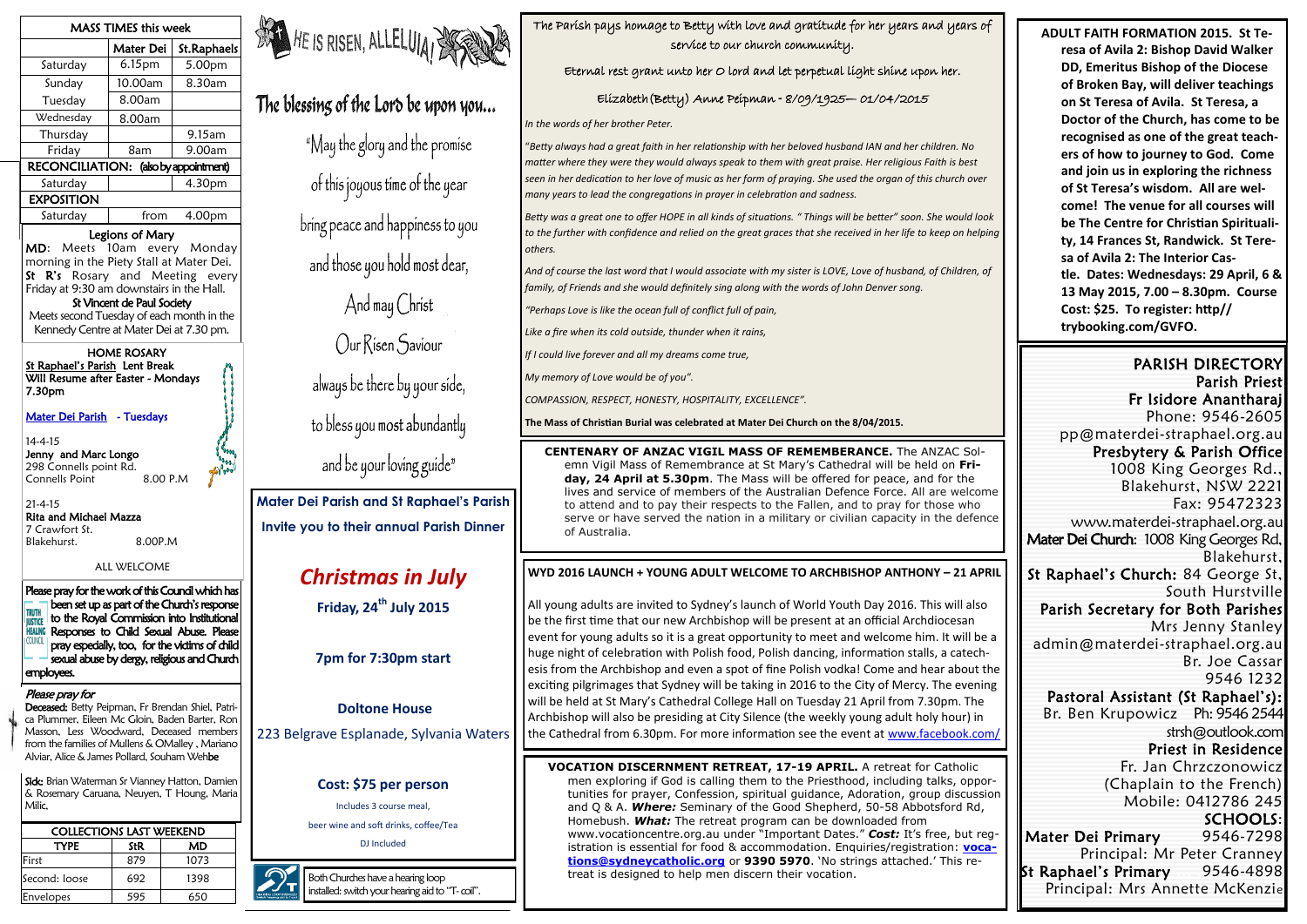| MASS TIMES this week | | |
|---|---|---|
| | Mater Dei | St.Raphaels |
| Saturday | 6.15pm | 5.00pm |
| Sunday | 10.00am | 8.30am |
| Tuesday | 8.00am | |
| Wednesday | 8.00am | |
| Thursday | | 9.15am |
| Friday | 8am | 9.00am |
| RECONCILIATION: (also by appointment) | | |
| Saturday | | 4.30pm |
| EXPOSITION | | |
| Saturday | from | 4.00pm |

**Legions of Mary**

**MD**: Meets 10am every Monday morning in the Piety Stall at Mater Dei. **St R's** Rosary and Meeting every Friday at 9:30 am downstairs in the Hall.

**St Vincent de Paul Society**

Meets second Tuesday of each month in the Kennedy Centre at Mater Dei at 7.30 pm.

**HOME ROSARY**

**St Raphael's Parish Lent Break Will Resume after Easter - Mondays 7.30pm**

**Mater Dei Parish - Tuesdays**

14-4-15
**Jenny and Marc Longo**
298 Connells point Rd.
Connells Point 8.00 P.M

21-4-15
**Rita and Michael Mazza**
7 Crawfort St.
Blakehurst. 8.00P.M

ALL WELCOME

**Please pray for the work of this Council which has been set up as part of the Church's response to the Royal Commission into Institutional Responses to Child Sexual Abuse. Please pray especially, too, for the victims of child sexual abuse by clergy, religious and Church employees.**

*Please pray for*

**Deceased:** Betty Peipman, Fr Brendan Shiel, Patrica Plummer, Eileen Mc Gloin, Baden Barter, Ron Masson, Less Woodward, Deceased members from the families of Mullens & OMalley , Mariano Alviar, Alice & James Pollard, Souham Wehbe

**Sick:** Brian Waterman Sr Vianney Hatton, Damien & Rosemary Caruana, Neuyen, T Houng, Maria Milic,

| COLLECTIONS LAST WEEKEND | | |
|---|---|---|
| TYPE | StR | MD |
| First | 879 | 1073 |
| Second: loose | 692 | 1398 |
| Envelopes | 595 | 650 |

HE IS RISEN, ALLELUIA!

# The blessing of the Lord be upon you...

"May the glory and the promise
of this joyous time of the year
bring peace and happiness to you
and those you hold most dear,
And may Christ
Our Risen Saviour
always be there by your side,
to bless you most abundantly
and be your loving guide"

**Mater Dei Parish and St Raphael's Parish**

**Invite you to their annual Parish Dinner**

## *Christmas in July*

**Friday, 24th July 2015**

**7pm for 7:30pm start**

**Doltone House**

223 Belgrave Esplanade, Sylvania Waters

**Cost: $75 per person**

Includes 3 course meal,
beer wine and soft drinks, coffee/Tea
DJ Included

Both Churches have a hearing loop installed: switch your hearing aid to "T- coil".

The Parish pays homage to Betty with love and gratitude for her years and years of service to our church community.

Eternal rest grant unto her O lord and let perpetual light shine upon her.

Elizabeth (Betty) Anne Peipman - 8/09/1925— 01/04/2015

*In the words of her brother Peter.*

*"Betty always had a great faith in her relationship with her beloved husband IAN and her children. No matter where they were they would always speak to them with great praise. Her religious Faith is best seen in her dedication to her love of music as her form of praying. She used the organ of this church over many years to lead the congregations in prayer in celebration and sadness.*

*Betty was a great one to offer HOPE in all kinds of situations. " Things will be better" soon. She would look to the further with confidence and relied on the great graces that she received in her life to keep on helping others.*

*And of course the last word that I would associate with my sister is LOVE, Love of husband, of Children, of family, of Friends and she would definitely sing along with the words of John Denver song.*

*"Perhaps Love is like the ocean full of conflict full of pain,*

*Like a fire when its cold outside, thunder when it rains,*

*If I could live forever and all my dreams come true,*

*My memory of Love would be of you".*

*COMPASSION, RESPECT, HONESTY, HOSPITALITY, EXCELLENCE".*

**The Mass of Christian Burial was celebrated at Mater Dei Church on the 8/04/2015.**

**CENTENARY OF ANZAC VIGIL MASS OF REMEMBRANCE.** The ANZAC Solemn Vigil Mass of Remembrance at St Mary's Cathedral will be held on **Friday, 24 April at 5.30pm**. The Mass will be offered for peace, and for the lives and service of members of the Australian Defence Force. All are welcome to attend and to pay their respects to the Fallen, and to pray for those who serve or have served the nation in a military or civilian capacity in the defence of Australia.

**WYD 2016 LAUNCH + YOUNG ADULT WELCOME TO ARCHBISHOP ANTHONY – 21 APRIL**

All young adults are invited to Sydney's launch of World Youth Day 2016. This will also be the first time that our new Archbishop will be present at an official Archdiocesan event for young adults so it is a great opportunity to meet and welcome him. It will be a huge night of celebration with Polish food, Polish dancing, information stalls, a catechesis from the Archbishop and even a spot of fine Polish vodka! Come and hear about the exciting pilgrimages that Sydney will be taking in 2016 to the City of Mercy. The evening will be held at St Mary's Cathedral College Hall on Tuesday 21 April from 7.30pm. The Archbishop will also be presiding at City Silence (the weekly young adult holy hour) in the Cathedral from 6.30pm. For more information see the event at www.facebook.com/

**VOCATION DISCERNMENT RETREAT, 17-19 APRIL.** A retreat for Catholic men exploring if God is calling them to the Priesthood, including talks, opportunities for prayer, Confession, spiritual guidance, Adoration, group discussion and Q & A. ***Where:*** Seminary of the Good Shepherd, 50-58 Abbotsford Rd, Homebush. ***What:*** The retreat program can be downloaded from www.vocationcentre.org.au under "Important Dates." ***Cost:*** It's free, but registration is essential for food & accommodation. Enquiries/registration: **vocations@sydneycatholic.org** or **9390 5970**. 'No strings attached.' This retreat is designed to help men discern their vocation.

**ADULT FAITH FORMATION 2015. St Teresa of Avila 2: Bishop David Walker DD, Emeritus Bishop of the Diocese of Broken Bay, will deliver teachings on St Teresa of Avila. St Teresa, a Doctor of the Church, has come to be recognised as one of the great teachers of how to journey to God. Come and join us in exploring the richness of St Teresa's wisdom. All are welcome! The venue for all courses will be The Centre for Christian Spirituality, 14 Frances St, Randwick. St Teresa of Avila 2: The Interior Castle. Dates: Wednesdays: 29 April, 6 & 13 May 2015, 7.00 – 8.30pm. Course Cost: $25. To register: http// trybooking.com/GVFO.**

## PARISH DIRECTORY

**Parish Priest**
**Fr Isidore Anantharaj**
Phone: 9546-2605
pp@materdei-straphael.org.au

**Presbytery & Parish Office**
1008 King Georges Rd.,
Blakehurst, NSW 2221
Fax: 95472323
www.materdei-straphael.org.au

**Mater Dei Church**: 1008 King Georges Rd, Blakehurst.
**St Raphael's Church:** 84 George St, South Hurstville

**Parish Secretary for Both Parishes**
Mrs Jenny Stanley
admin@materdei-straphael.org.au
Br. Joe Cassar
9546 1232

**Pastoral Assistant (St Raphael's):**
Br. Ben Krupowicz Ph: 9546 2544
strsh@outlook.com

**Priest in Residence**
Fr. Jan Chrzczonowicz
(Chaplain to the French)
Mobile: 0412786 245

**SCHOOLS**:
**Mater Dei Primary** 9546-7298
Principal: Mr Peter Cranney
**St Raphael's Primary** 9546-4898
Principal: Mrs Annette McKenzie